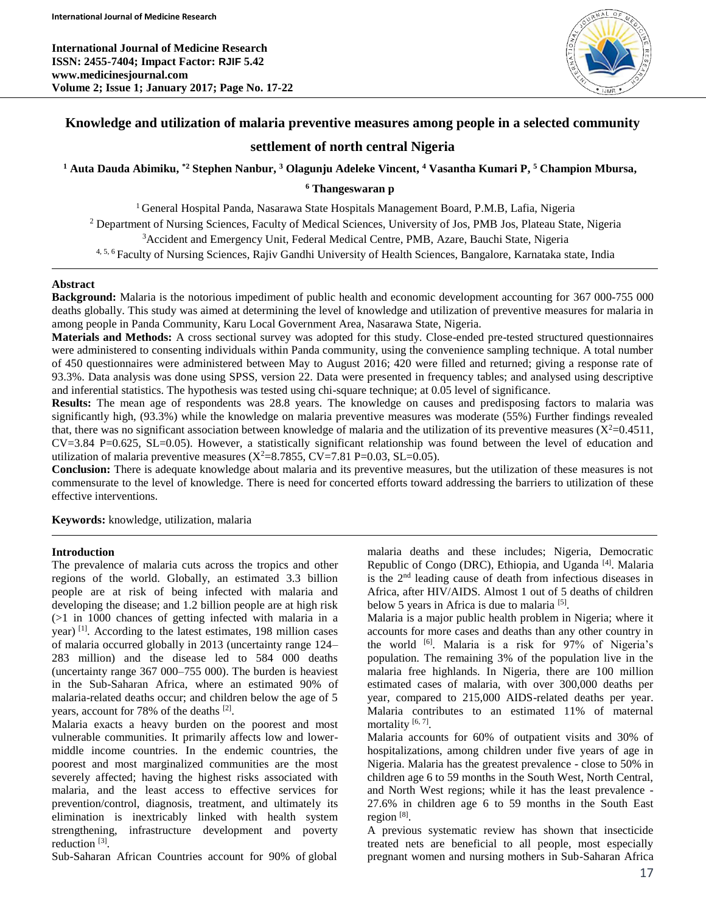# Knowledge and utilization of malaria preventive measures among people in a selected community settlement of north central Nigeria

[1] Auta Dauda Abimiku, [*2] Stephen Nanbur, [3] Olagunju Adeleke Vincent, [4] Vasantha Kumari P, [5] Champion Mbursa, [6] Thangeswaran p

[1] General Hospital Panda, Nasarawa State Hospitals Management Board, P.M.B, Lafia, Nigeria
[2] Department of Nursing Sciences, Faculty of Medical Sciences, University of Jos, PMB Jos, Plateau State, Nigeria
[3] Accident and Emergency Unit, Federal Medical Centre, PMB, Azare, Bauchi State, Nigeria
[4, 5, 6] Faculty of Nursing Sciences, Rajiv Gandhi University of Health Sciences, Bangalore, Karnataka state, India

## Abstract

**Background:** Malaria is the notorious impediment of public health and economic development accounting for 367 000-755 000 deaths globally. This study was aimed at determining the level of knowledge and utilization of preventive measures for malaria in among people in Panda Community, Karu Local Government Area, Nasarawa State, Nigeria.

**Materials and Methods:** A cross sectional survey was adopted for this study. Close-ended pre-tested structured questionnaires were administered to consenting individuals within Panda community, using the convenience sampling technique. A total number of 450 questionnaires were administered between May to August 2016; 420 were filled and returned; giving a response rate of 93.3%. Data analysis was done using SPSS, version 22. Data were presented in frequency tables; and analysed using descriptive and inferential statistics. The hypothesis was tested using chi-square technique; at 0.05 level of significance.

**Results:** The mean age of respondents was 28.8 years. The knowledge on causes and predisposing factors to malaria was significantly high, (93.3%) while the knowledge on malaria preventive measures was moderate (55%) Further findings revealed that, there was no significant association between knowledge of malaria and the utilization of its preventive measures ($X^2$=0.4511, CV=3.84 P=0.625, SL=0.05). However, a statistically significant relationship was found between the level of education and utilization of malaria preventive measures ($X^2$=8.7855, CV=7.81 P=0.03, SL=0.05).

**Conclusion:** There is adequate knowledge about malaria and its preventive measures, but the utilization of these measures is not commensurate to the level of knowledge. There is need for concerted efforts toward addressing the barriers to utilization of these effective interventions.

**Keywords:** knowledge, utilization, malaria

## Introduction

The prevalence of malaria cuts across the tropics and other regions of the world. Globally, an estimated 3.3 billion people are at risk of being infected with malaria and developing the disease; and 1.2 billion people are at high risk (>1 in 1000 chances of getting infected with malaria in a year) [1]. According to the latest estimates, 198 million cases of malaria occurred globally in 2013 (uncertainty range 124–283 million) and the disease led to 584 000 deaths (uncertainty range 367 000–755 000). The burden is heaviest in the Sub-Saharan Africa, where an estimated 90% of malaria-related deaths occur; and children below the age of 5 years, account for 78% of the deaths [2].

Malaria exacts a heavy burden on the poorest and most vulnerable communities. It primarily affects low and lower-middle income countries. In the endemic countries, the poorest and most marginalized communities are the most severely affected; having the highest risks associated with malaria, and the least access to effective services for prevention/control, diagnosis, treatment, and ultimately its elimination is inextricably linked with health system strengthening, infrastructure development and poverty reduction [3].

Sub-Saharan African Countries account for 90% of global malaria deaths and these includes; Nigeria, Democratic Republic of Congo (DRC), Ethiopia, and Uganda [4]. Malaria is the 2nd leading cause of death from infectious diseases in Africa, after HIV/AIDS. Almost 1 out of 5 deaths of children below 5 years in Africa is due to malaria [5].

Malaria is a major public health problem in Nigeria; where it accounts for more cases and deaths than any other country in the world [6]. Malaria is a risk for 97% of Nigeria's population. The remaining 3% of the population live in the malaria free highlands. In Nigeria, there are 100 million estimated cases of malaria, with over 300,000 deaths per year, compared to 215,000 AIDS-related deaths per year. Malaria contributes to an estimated 11% of maternal mortality [6, 7].

Malaria accounts for 60% of outpatient visits and 30% of hospitalizations, among children under five years of age in Nigeria. Malaria has the greatest prevalence - close to 50% in children age 6 to 59 months in the South West, North Central, and North West regions; while it has the least prevalence - 27.6% in children age 6 to 59 months in the South East region [8].

A previous systematic review has shown that insecticide treated nets are beneficial to all people, most especially pregnant women and nursing mothers in Sub-Saharan Africa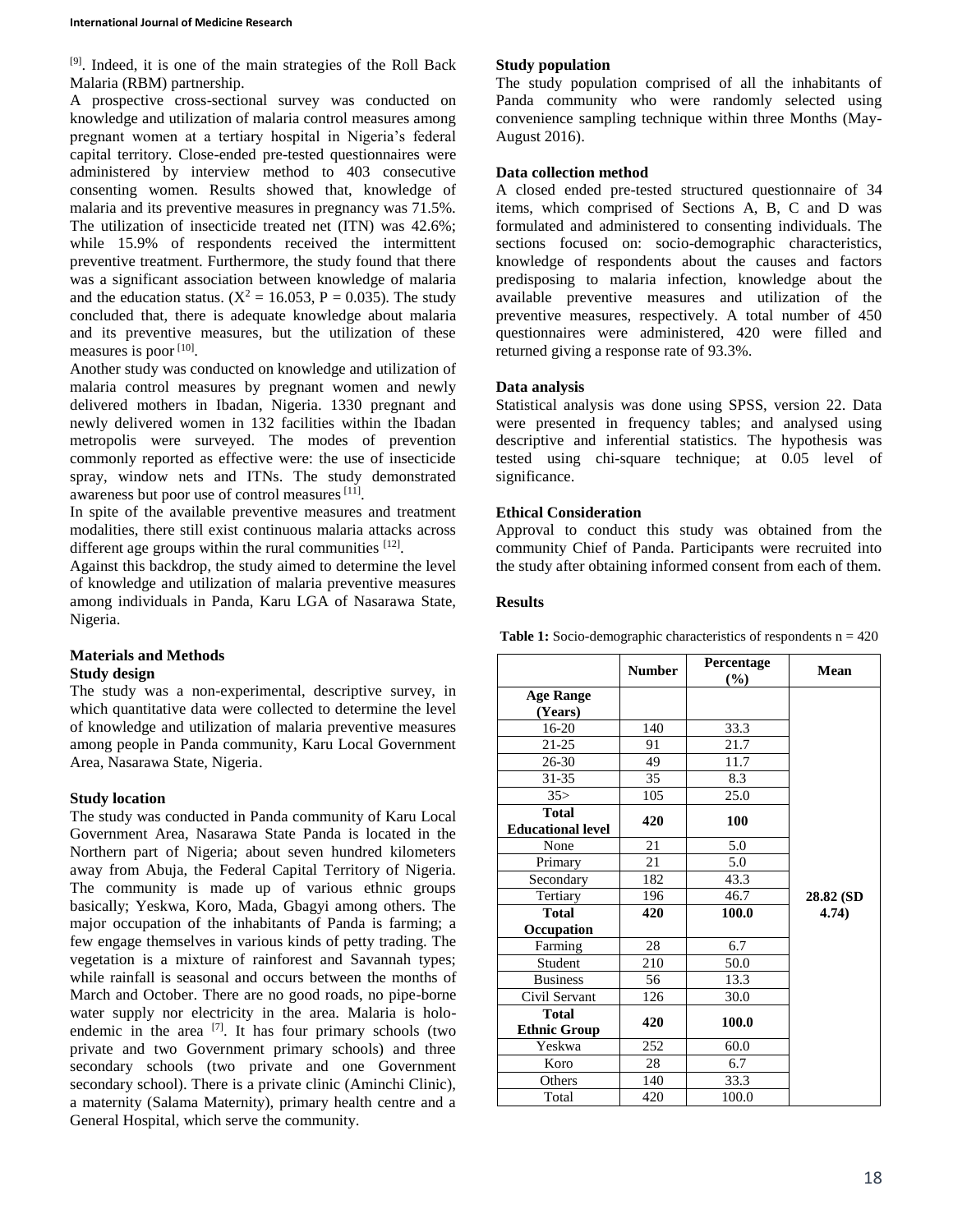[9]. Indeed, it is one of the main strategies of the Roll Back Malaria (RBM) partnership.

A prospective cross-sectional survey was conducted on knowledge and utilization of malaria control measures among pregnant women at a tertiary hospital in Nigeria's federal capital territory. Close-ended pre-tested questionnaires were administered by interview method to 403 consecutive consenting women. Results showed that, knowledge of malaria and its preventive measures in pregnancy was 71.5%. The utilization of insecticide treated net (ITN) was 42.6%; while 15.9% of respondents received the intermittent preventive treatment. Furthermore, the study found that there was a significant association between knowledge of malaria and the education status. ($X^2 = 16.053$, $P = 0.035$). The study concluded that, there is adequate knowledge about malaria and its preventive measures, but the utilization of these measures is poor [10].

Another study was conducted on knowledge and utilization of malaria control measures by pregnant women and newly delivered mothers in Ibadan, Nigeria. 1330 pregnant and newly delivered women in 132 facilities within the Ibadan metropolis were surveyed. The modes of prevention commonly reported as effective were: the use of insecticide spray, window nets and ITNs. The study demonstrated awareness but poor use of control measures [11].

In spite of the available preventive measures and treatment modalities, there still exist continuous malaria attacks across different age groups within the rural communities [12].

Against this backdrop, the study aimed to determine the level of knowledge and utilization of malaria preventive measures among individuals in Panda, Karu LGA of Nasarawa State, Nigeria.

## Materials and Methods

### Study design

The study was a non-experimental, descriptive survey, in which quantitative data were collected to determine the level of knowledge and utilization of malaria preventive measures among people in Panda community, Karu Local Government Area, Nasarawa State, Nigeria.

### Study location

The study was conducted in Panda community of Karu Local Government Area, Nasarawa State Panda is located in the Northern part of Nigeria; about seven hundred kilometers away from Abuja, the Federal Capital Territory of Nigeria. The community is made up of various ethnic groups basically; Yeskwa, Koro, Mada, Gbagyi among others. The major occupation of the inhabitants of Panda is farming; a few engage themselves in various kinds of petty trading. The vegetation is a mixture of rainforest and Savannah types; while rainfall is seasonal and occurs between the months of March and October. There are no good roads, no pipe-borne water supply nor electricity in the area. Malaria is holo-endemic in the area [7]. It has four primary schools (two private and two Government primary schools) and three secondary schools (two private and one Government secondary school). There is a private clinic (Aminchi Clinic), a maternity (Salama Maternity), primary health centre and a General Hospital, which serve the community.

### Study population

The study population comprised of all the inhabitants of Panda community who were randomly selected using convenience sampling technique within three Months (May-August 2016).

### Data collection method

A closed ended pre-tested structured questionnaire of 34 items, which comprised of Sections A, B, C and D was formulated and administered to consenting individuals. The sections focused on: socio-demographic characteristics, knowledge of respondents about the causes and factors predisposing to malaria infection, knowledge about the available preventive measures and utilization of the preventive measures, respectively. A total number of 450 questionnaires were administered, 420 were filled and returned giving a response rate of 93.3%.

### Data analysis

Statistical analysis was done using SPSS, version 22. Data were presented in frequency tables; and analysed using descriptive and inferential statistics. The hypothesis was tested using chi-square technique; at 0.05 level of significance.

### Ethical Consideration

Approval to conduct this study was obtained from the community Chief of Panda. Participants were recruited into the study after obtaining informed consent from each of them.

## Results

**Table 1:** Socio-demographic characteristics of respondents n = 420

| | Number | Percentage (%) | Mean |
|---|---|---|---|
| **Age Range (Years)** | | | |
| 16-20 | 140 | 33.3 | |
| 21-25 | 91 | 21.7 | |
| 26-30 | 49 | 11.7 | |
| 31-35 | 35 | 8.3 | |
| 35> | 105 | 25.0 | |
| **Total** | **420** | **100** | |
| **Educational level** | | | |
| None | 21 | 5.0 | |
| Primary | 21 | 5.0 | |
| Secondary | 182 | 43.3 | |
| Tertiary | 196 | 46.7 | **28.82 (SD 4.74)** |
| **Total** | **420** | **100.0** | |
| **Occupation** | | | |
| Farming | 28 | 6.7 | |
| Student | 210 | 50.0 | |
| Business | 56 | 13.3 | |
| Civil Servant | 126 | 30.0 | |
| **Total** | **420** | **100.0** | |
| **Ethnic Group** | | | |
| Yeskwa | 252 | 60.0 | |
| Koro | 28 | 6.7 | |
| Others | 140 | 33.3 | |
| Total | 420 | 100.0 | |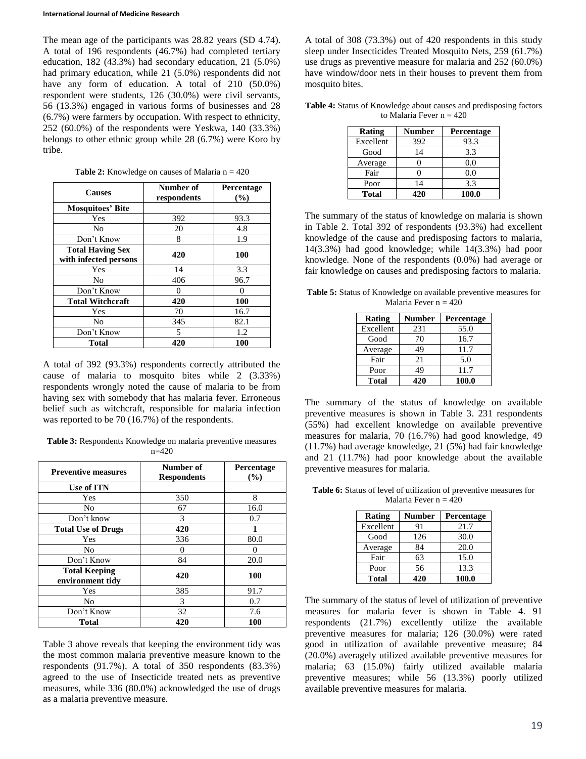The mean age of the participants was 28.82 years (SD 4.74). A total of 196 respondents (46.7%) had completed tertiary education, 182 (43.3%) had secondary education, 21 (5.0%) had primary education, while 21 (5.0%) respondents did not have any form of education. A total of 210 (50.0%) respondent were students, 126 (30.0%) were civil servants, 56 (13.3%) engaged in various forms of businesses and 28 (6.7%) were farmers by occupation. With respect to ethnicity, 252 (60.0%) of the respondents were Yeskwa, 140 (33.3%) belongs to other ethnic group while 28 (6.7%) were Koro by tribe.

**Table 2:** Knowledge on causes of Malaria n = 420

| Causes | Number of respondents | Percentage (%) |
|---|---|---|
| **Mosquitoes' Bite** | | |
| Yes | 392 | 93.3 |
| No | 20 | 4.8 |
| Don't Know | 8 | 1.9 |
| **Total Having Sex with infected persons** | **420** | **100** |
| Yes | 14 | 3.3 |
| No | 406 | 96.7 |
| Don't Know | 0 | 0 |
| **Total Witchcraft** | **420** | **100** |
| Yes | 70 | 16.7 |
| No | 345 | 82.1 |
| Don't Know | 5 | 1.2 |
| **Total** | **420** | **100** |

A total of 392 (93.3%) respondents correctly attributed the cause of malaria to mosquito bites while 2 (3.33%) respondents wrongly noted the cause of malaria to be from having sex with somebody that has malaria fever. Erroneous belief such as witchcraft, responsible for malaria infection was reported to be 70 (16.7%) of the respondents.

**Table 3:** Respondents Knowledge on malaria preventive measures n=420

| Preventive measures | Number of Respondents | Percentage (%) |
|---|---|---|
| **Use of ITN** | | |
| Yes | 350 | 8 |
| No | 67 | 16.0 |
| Don't know | 3 | 0.7 |
| **Total Use of Drugs** | **420** | **1** |
| Yes | 336 | 80.0 |
| No | 0 | 0 |
| Don't Know | 84 | 20.0 |
| **Total Keeping environment tidy** | **420** | **100** |
| Yes | 385 | 91.7 |
| No | 3 | 0.7 |
| Don't Know | 32 | 7.6 |
| **Total** | **420** | **100** |

Table 3 above reveals that keeping the environment tidy was the most common malaria preventive measure known to the respondents (91.7%). A total of 350 respondents (83.3%) agreed to the use of Insecticide treated nets as preventive measures, while 336 (80.0%) acknowledged the use of drugs as a malaria preventive measure.

A total of 308 (73.3%) out of 420 respondents in this study sleep under Insecticides Treated Mosquito Nets, 259 (61.7%) use drugs as preventive measure for malaria and 252 (60.0%) have window/door nets in their houses to prevent them from mosquito bites.

**Table 4:** Status of Knowledge about causes and predisposing factors to Malaria Fever n = 420

| Rating | Number | Percentage |
|---|---|---|
| Excellent | 392 | 93.3 |
| Good | 14 | 3.3 |
| Average | 0 | 0.0 |
| Fair | 0 | 0.0 |
| Poor | 14 | 3.3 |
| **Total** | **420** | **100.0** |

The summary of the status of knowledge on malaria is shown in Table 2. Total 392 of respondents (93.3%) had excellent knowledge of the cause and predisposing factors to malaria, 14(3.3%) had good knowledge; while 14(3.3%) had poor knowledge. None of the respondents (0.0%) had average or fair knowledge on causes and predisposing factors to malaria.

**Table 5:** Status of Knowledge on available preventive measures for Malaria Fever n = 420

| Rating | Number | Percentage |
|---|---|---|
| Excellent | 231 | 55.0 |
| Good | 70 | 16.7 |
| Average | 49 | 11.7 |
| Fair | 21 | 5.0 |
| Poor | 49 | 11.7 |
| **Total** | **420** | **100.0** |

The summary of the status of knowledge on available preventive measures is shown in Table 3. 231 respondents (55%) had excellent knowledge on available preventive measures for malaria, 70 (16.7%) had good knowledge, 49 (11.7%) had average knowledge, 21 (5%) had fair knowledge and 21 (11.7%) had poor knowledge about the available preventive measures for malaria.

**Table 6:** Status of level of utilization of preventive measures for Malaria Fever n = 420

| Rating | Number | Percentage |
|---|---|---|
| Excellent | 91 | 21.7 |
| Good | 126 | 30.0 |
| Average | 84 | 20.0 |
| Fair | 63 | 15.0 |
| Poor | 56 | 13.3 |
| **Total** | **420** | **100.0** |

The summary of the status of level of utilization of preventive measures for malaria fever is shown in Table 4. 91 respondents (21.7%) excellently utilize the available preventive measures for malaria; 126 (30.0%) were rated good in utilization of available preventive measure; 84 (20.0%) averagely utilized available preventive measures for malaria; 63 (15.0%) fairly utilized available malaria preventive measures; while 56 (13.3%) poorly utilized available preventive measures for malaria.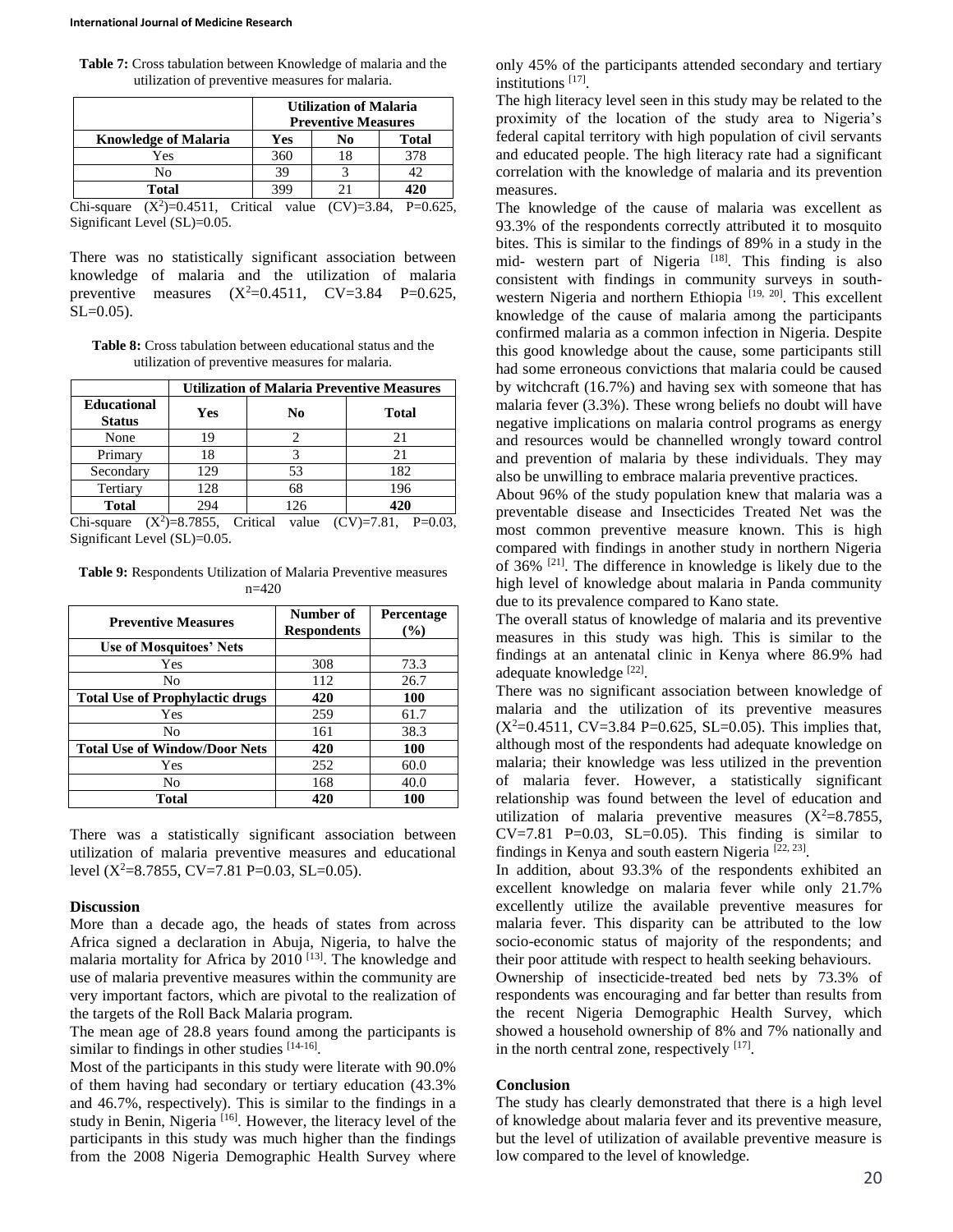**Table 7:** Cross tabulation between Knowledge of malaria and the utilization of preventive measures for malaria.

| | Utilization of Malaria Preventive Measures | | |
|---|---|---|---|
| **Knowledge of Malaria** | **Yes** | **No** | **Total** |
| Yes | 360 | 18 | 378 |
| No | 39 | 3 | 42 |
| **Total** | 399 | 21 | **420** |

Chi-square ($X^2$)=0.4511, Critical value (CV)=3.84, P=0.625, Significant Level (SL)=0.05.

There was no statistically significant association between knowledge of malaria and the utilization of malaria preventive measures ($X^2$=0.4511, CV=3.84 P=0.625, SL=0.05).

**Table 8:** Cross tabulation between educational status and the utilization of preventive measures for malaria.

| | Utilization of Malaria Preventive Measures | | |
|---|---|---|---|
| **Educational Status** | **Yes** | **No** | **Total** |
| None | 19 | 2 | 21 |
| Primary | 18 | 3 | 21 |
| Secondary | 129 | 53 | 182 |
| Tertiary | 128 | 68 | 196 |
| **Total** | 294 | 126 | **420** |

Chi-square ($X^2$)=8.7855, Critical value (CV)=7.81, P=0.03, Significant Level (SL)=0.05.

**Table 9:** Respondents Utilization of Malaria Preventive measures n=420

| Preventive Measures | Number of Respondents | Percentage (%) |
|---|---|---|
| **Use of Mosquitoes' Nets** | | |
| Yes | 308 | 73.3 |
| No | 112 | 26.7 |
| **Total Use of Prophylactic drugs** | **420** | **100** |
| Yes | 259 | 61.7 |
| No | 161 | 38.3 |
| **Total Use of Window/Door Nets** | **420** | **100** |
| Yes | 252 | 60.0 |
| No | 168 | 40.0 |
| **Total** | **420** | **100** |

There was a statistically significant association between utilization of malaria preventive measures and educational level ($X^2$=8.7855, CV=7.81 P=0.03, SL=0.05).

## Discussion

More than a decade ago, the heads of states from across Africa signed a declaration in Abuja, Nigeria, to halve the malaria mortality for Africa by 2010 [13]. The knowledge and use of malaria preventive measures within the community are very important factors, which are pivotal to the realization of the targets of the Roll Back Malaria program.

The mean age of 28.8 years found among the participants is similar to findings in other studies [14-16].

Most of the participants in this study were literate with 90.0% of them having had secondary or tertiary education (43.3% and 46.7%, respectively). This is similar to the findings in a study in Benin, Nigeria [16]. However, the literacy level of the participants in this study was much higher than the findings from the 2008 Nigeria Demographic Health Survey where only 45% of the participants attended secondary and tertiary institutions [17].

The high literacy level seen in this study may be related to the proximity of the location of the study area to Nigeria's federal capital territory with high population of civil servants and educated people. The high literacy rate had a significant correlation with the knowledge of malaria and its prevention measures.

The knowledge of the cause of malaria was excellent as 93.3% of the respondents correctly attributed it to mosquito bites. This is similar to the findings of 89% in a study in the mid- western part of Nigeria [18]. This finding is also consistent with findings in community surveys in south-western Nigeria and northern Ethiopia [19, 20]. This excellent knowledge of the cause of malaria among the participants confirmed malaria as a common infection in Nigeria. Despite this good knowledge about the cause, some participants still had some erroneous convictions that malaria could be caused by witchcraft (16.7%) and having sex with someone that has malaria fever (3.3%). These wrong beliefs no doubt will have negative implications on malaria control programs as energy and resources would be channelled wrongly toward control and prevention of malaria by these individuals. They may also be unwilling to embrace malaria preventive practices.

About 96% of the study population knew that malaria was a preventable disease and Insecticides Treated Net was the most common preventive measure known. This is high compared with findings in another study in northern Nigeria of 36% [21]. The difference in knowledge is likely due to the high level of knowledge about malaria in Panda community due to its prevalence compared to Kano state.

The overall status of knowledge of malaria and its preventive measures in this study was high. This is similar to the findings at an antenatal clinic in Kenya where 86.9% had adequate knowledge [22].

There was no significant association between knowledge of malaria and the utilization of its preventive measures ($X^2$=0.4511, CV=3.84 P=0.625, SL=0.05). This implies that, although most of the respondents had adequate knowledge on malaria; their knowledge was less utilized in the prevention of malaria fever. However, a statistically significant relationship was found between the level of education and utilization of malaria preventive measures ($X^2$=8.7855, CV=7.81 P=0.03, SL=0.05). This finding is similar to findings in Kenya and south eastern Nigeria [22, 23].

In addition, about 93.3% of the respondents exhibited an excellent knowledge on malaria fever while only 21.7% excellently utilize the available preventive measures for malaria fever. This disparity can be attributed to the low socio-economic status of majority of the respondents; and their poor attitude with respect to health seeking behaviours.

Ownership of insecticide-treated bed nets by 73.3% of respondents was encouraging and far better than results from the recent Nigeria Demographic Health Survey, which showed a household ownership of 8% and 7% nationally and in the north central zone, respectively [17].

## Conclusion

The study has clearly demonstrated that there is a high level of knowledge about malaria fever and its preventive measure, but the level of utilization of available preventive measure is low compared to the level of knowledge.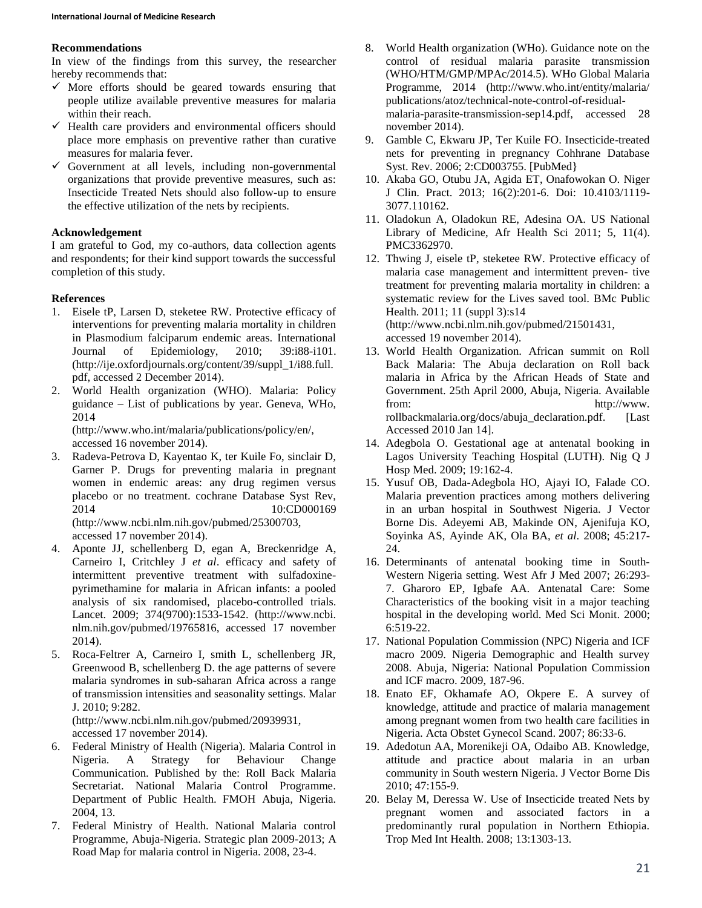### Recommendations

In view of the findings from this survey, the researcher hereby recommends that:

- ✓ More efforts should be geared towards ensuring that people utilize available preventive measures for malaria within their reach.
- ✓ Health care providers and environmental officers should place more emphasis on preventive rather than curative measures for malaria fever.
- ✓ Government at all levels, including non-governmental organizations that provide preventive measures, such as: Insecticide Treated Nets should also follow-up to ensure the effective utilization of the nets by recipients.

### Acknowledgement

I am grateful to God, my co-authors, data collection agents and respondents; for their kind support towards the successful completion of this study.

### References

1. Eisele tP, Larsen D, steketee RW. Protective efficacy of interventions for preventing malaria mortality in children in Plasmodium falciparum endemic areas. International Journal of Epidemiology, 2010; 39:i88-i101. (http://ije.oxfordjournals.org/content/39/suppl_1/i88.full.pdf, accessed 2 December 2014).
2. World Health organization (WHO). Malaria: Policy guidance – List of publications by year. Geneva, WHo, 2014 (http://www.who.int/malaria/publications/policy/en/, accessed 16 november 2014).
3. Radeva-Petrova D, Kayentao K, ter Kuile Fo, sinclair D, Garner P. Drugs for preventing malaria in pregnant women in endemic areas: any drug regimen versus placebo or no treatment. cochrane Database Syst Rev, 2014 10:CD000169 (http://www.ncbi.nlm.nih.gov/pubmed/25300703, accessed 17 november 2014).
4. Aponte JJ, schellenberg D, egan A, Breckenridge A, Carneiro I, Critchley J *et al*. efficacy and safety of intermittent preventive treatment with sulfadoxine-pyrimethamine for malaria in African infants: a pooled analysis of six randomised, placebo-controlled trials. Lancet. 2009; 374(9700):1533-1542. (http://www.ncbi.nlm.nih.gov/pubmed/19765816, accessed 17 november 2014).
5. Roca-Feltrer A, Carneiro I, smith L, schellenberg JR, Greenwood B, schellenberg D. the age patterns of severe malaria syndromes in sub-saharan Africa across a range of transmission intensities and seasonality settings. Malar J. 2010; 9:282. (http://www.ncbi.nlm.nih.gov/pubmed/20939931, accessed 17 november 2014).
6. Federal Ministry of Health (Nigeria). Malaria Control in Nigeria. A Strategy for Behaviour Change Communication. Published by the: Roll Back Malaria Secretariat. National Malaria Control Programme. Department of Public Health. FMOH Abuja, Nigeria. 2004, 13.
7. Federal Ministry of Health. National Malaria control Programme, Abuja-Nigeria. Strategic plan 2009-2013; A Road Map for malaria control in Nigeria. 2008, 23-4.
8. World Health organization (WHo). Guidance note on the control of residual malaria parasite transmission (WHO/HTM/GMP/MPAc/2014.5). WHo Global Malaria Programme, 2014 (http://www.who.int/entity/malaria/publications/atoz/technical-note-control-of-residual-malaria-parasite-transmission-sep14.pdf, accessed 28 november 2014).
9. Gamble C, Ekwaru JP, Ter Kuile FO. Insecticide-treated nets for preventing in pregnancy Cohhrane Database Syst. Rev. 2006; 2:CD003755. [PubMed}
10. Akaba GO, Otubu JA, Agida ET, Onafowokan O. Niger J Clin. Pract. 2013; 16(2):201-6. Doi: 10.4103/1119-3077.110162.
11. Oladokun A, Oladokun RE, Adesina OA. US National Library of Medicine, Afr Health Sci 2011; 5, 11(4). PMC3362970.
12. Thwing J, eisele tP, steketee RW. Protective efficacy of malaria case management and intermittent preven- tive treatment for preventing malaria mortality in children: a systematic review for the Lives saved tool. BMc Public Health. 2011; 11 (suppl 3):s14 (http://www.ncbi.nlm.nih.gov/pubmed/21501431, accessed 19 november 2014).
13. World Health Organization. African summit on Roll Back Malaria: The Abuja declaration on Roll back malaria in Africa by the African Heads of State and Government. 25th April 2000, Abuja, Nigeria. Available from: http://www.rollbackmalaria.org/docs/abuja_declaration.pdf. [Last Accessed 2010 Jan 14].
14. Adegbola O. Gestational age at antenatal booking in Lagos University Teaching Hospital (LUTH). Nig Q J Hosp Med. 2009; 19:162-4.
15. Yusuf OB, Dada-Adegbola HO, Ajayi IO, Falade CO. Malaria prevention practices among mothers delivering in an urban hospital in Southwest Nigeria. J Vector Borne Dis. Adeyemi AB, Makinde ON, Ajenifuja KO, Soyinka AS, Ayinde AK, Ola BA, *et al*. 2008; 45:217-24.
16. Determinants of antenatal booking time in South-Western Nigeria setting. West Afr J Med 2007; 26:293-7. Gharoro EP, Igbafe AA. Antenatal Care: Some Characteristics of the booking visit in a major teaching hospital in the developing world. Med Sci Monit. 2000; 6:519-22.
17. National Population Commission (NPC) Nigeria and ICF macro 2009. Nigeria Demographic and Health survey 2008. Abuja, Nigeria: National Population Commission and ICF macro. 2009, 187-96.
18. Enato EF, Okhamafe AO, Okpere E. A survey of knowledge, attitude and practice of malaria management among pregnant women from two health care facilities in Nigeria. Acta Obstet Gynecol Scand. 2007; 86:33-6.
19. Adedotun AA, Morenikeji OA, Odaibo AB. Knowledge, attitude and practice about malaria in an urban community in South western Nigeria. J Vector Borne Dis 2010; 47:155-9.
20. Belay M, Deressa W. Use of Insecticide treated Nets by pregnant women and associated factors in a predominantly rural population in Northern Ethiopia. Trop Med Int Health. 2008; 13:1303-13.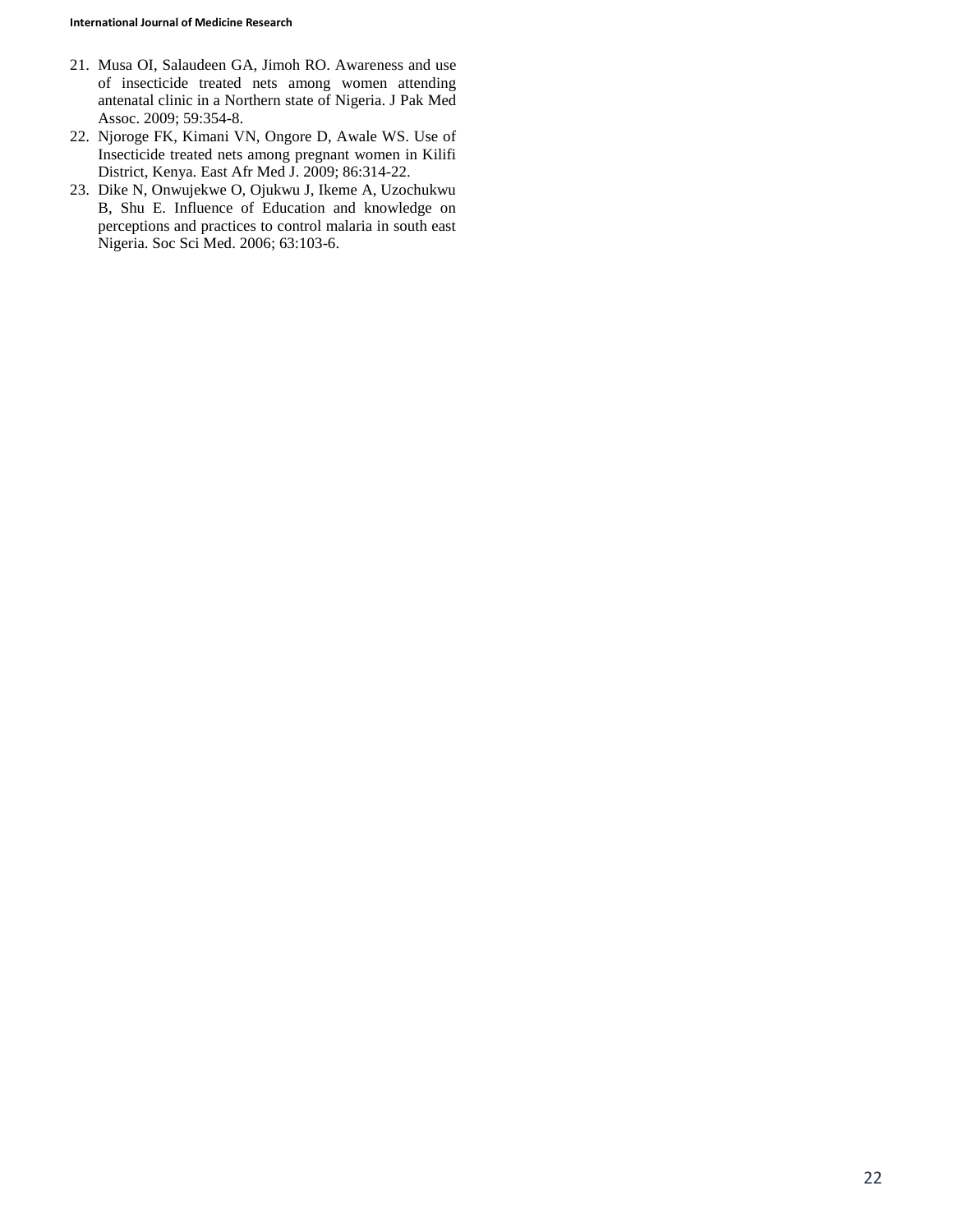21. Musa OI, Salaudeen GA, Jimoh RO. Awareness and use of insecticide treated nets among women attending antenatal clinic in a Northern state of Nigeria. J Pak Med Assoc. 2009; 59:354-8.
22. Njoroge FK, Kimani VN, Ongore D, Awale WS. Use of Insecticide treated nets among pregnant women in Kilifi District, Kenya. East Afr Med J. 2009; 86:314-22.
23. Dike N, Onwujekwe O, Ojukwu J, Ikeme A, Uzochukwu B, Shu E. Influence of Education and knowledge on perceptions and practices to control malaria in south east Nigeria. Soc Sci Med. 2006; 63:103-6.